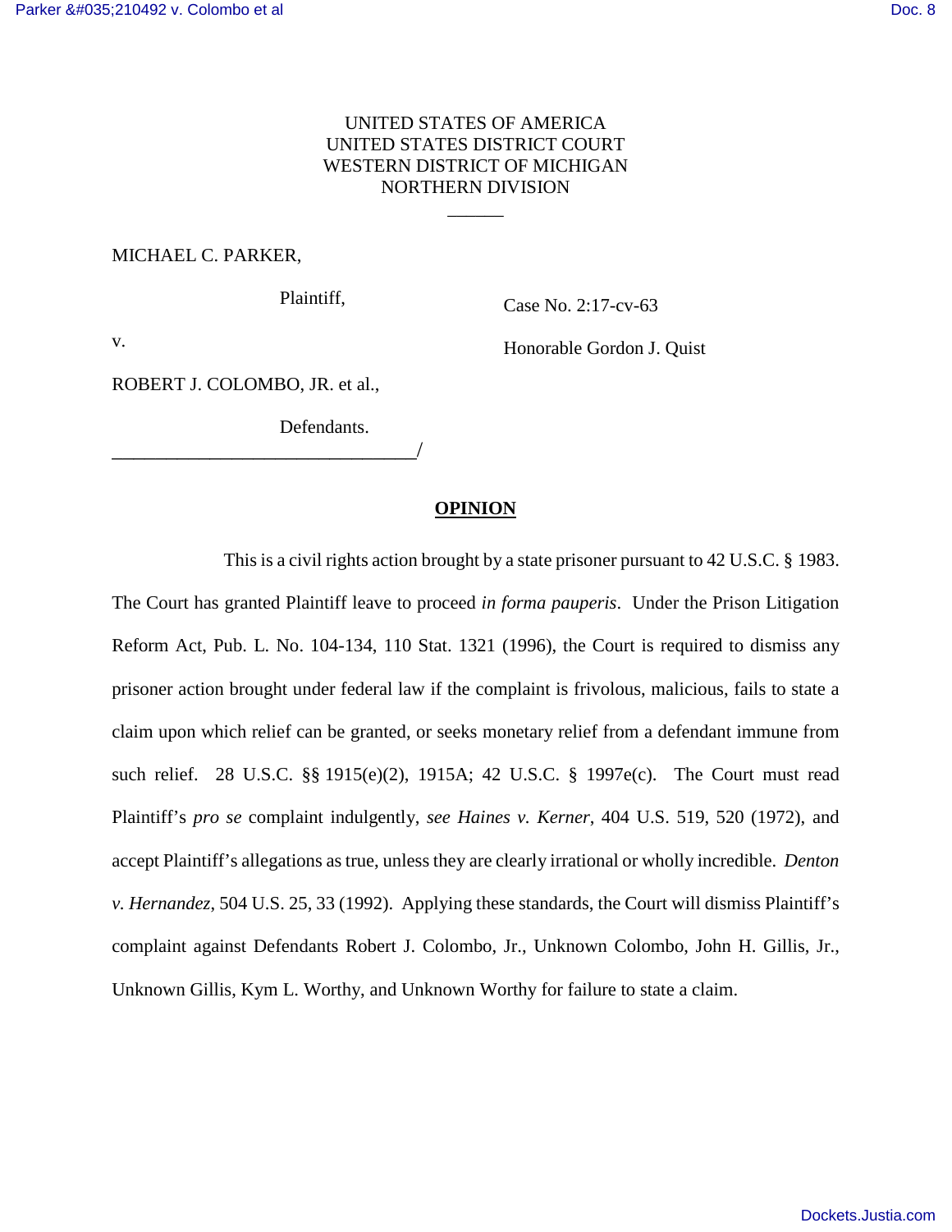UNITED STATES OF AMERICA
UNITED STATES DISTRICT COURT
WESTERN DISTRICT OF MICHIGAN
NORTHERN DIVISION

______

MICHAEL C. PARKER,

Plaintiff,

Case No. 2:17-cv-63

v.

Honorable Gordon J. Quist

ROBERT J. COLOMBO, JR. et al.,

Defendants.
_______________________________/

**OPINION**

This is a civil rights action brought by a state prisoner pursuant to 42 U.S.C. § 1983. The Court has granted Plaintiff leave to proceed *in forma pauperis*. Under the Prison Litigation Reform Act, Pub. L. No. 104-134, 110 Stat. 1321 (1996), the Court is required to dismiss any prisoner action brought under federal law if the complaint is frivolous, malicious, fails to state a claim upon which relief can be granted, or seeks monetary relief from a defendant immune from such relief. 28 U.S.C. §§ 1915(e)(2), 1915A; 42 U.S.C. § 1997e(c). The Court must read Plaintiff's *pro se* complaint indulgently, *see Haines v. Kerner*, 404 U.S. 519, 520 (1972), and accept Plaintiff's allegations as true, unless they are clearly irrational or wholly incredible. *Denton v. Hernandez*, 504 U.S. 25, 33 (1992). Applying these standards, the Court will dismiss Plaintiff's complaint against Defendants Robert J. Colombo, Jr., Unknown Colombo, John H. Gillis, Jr., Unknown Gillis, Kym L. Worthy, and Unknown Worthy for failure to state a claim.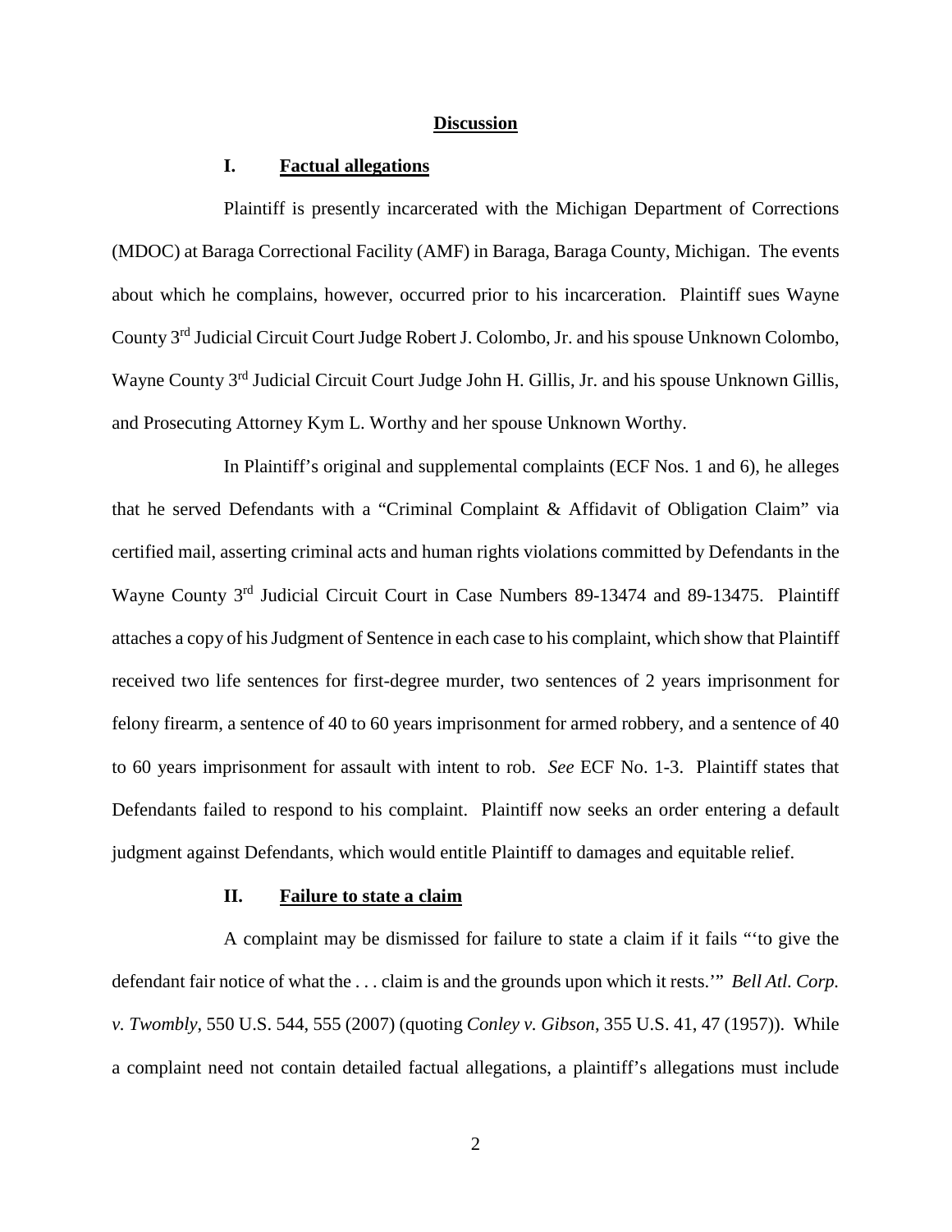## Discussion

### I. Factual allegations

Plaintiff is presently incarcerated with the Michigan Department of Corrections (MDOC) at Baraga Correctional Facility (AMF) in Baraga, Baraga County, Michigan. The events about which he complains, however, occurred prior to his incarceration. Plaintiff sues Wayne County 3rd Judicial Circuit Court Judge Robert J. Colombo, Jr. and his spouse Unknown Colombo, Wayne County 3rd Judicial Circuit Court Judge John H. Gillis, Jr. and his spouse Unknown Gillis, and Prosecuting Attorney Kym L. Worthy and her spouse Unknown Worthy.

In Plaintiff's original and supplemental complaints (ECF Nos. 1 and 6), he alleges that he served Defendants with a "Criminal Complaint & Affidavit of Obligation Claim" via certified mail, asserting criminal acts and human rights violations committed by Defendants in the Wayne County 3rd Judicial Circuit Court in Case Numbers 89-13474 and 89-13475. Plaintiff attaches a copy of his Judgment of Sentence in each case to his complaint, which show that Plaintiff received two life sentences for first-degree murder, two sentences of 2 years imprisonment for felony firearm, a sentence of 40 to 60 years imprisonment for armed robbery, and a sentence of 40 to 60 years imprisonment for assault with intent to rob. *See* ECF No. 1-3. Plaintiff states that Defendants failed to respond to his complaint. Plaintiff now seeks an order entering a default judgment against Defendants, which would entitle Plaintiff to damages and equitable relief.

### II. Failure to state a claim

A complaint may be dismissed for failure to state a claim if it fails "'to give the defendant fair notice of what the . . . claim is and the grounds upon which it rests.'" *Bell Atl. Corp. v. Twombly*, 550 U.S. 544, 555 (2007) (quoting *Conley v. Gibson*, 355 U.S. 41, 47 (1957)). While a complaint need not contain detailed factual allegations, a plaintiff's allegations must include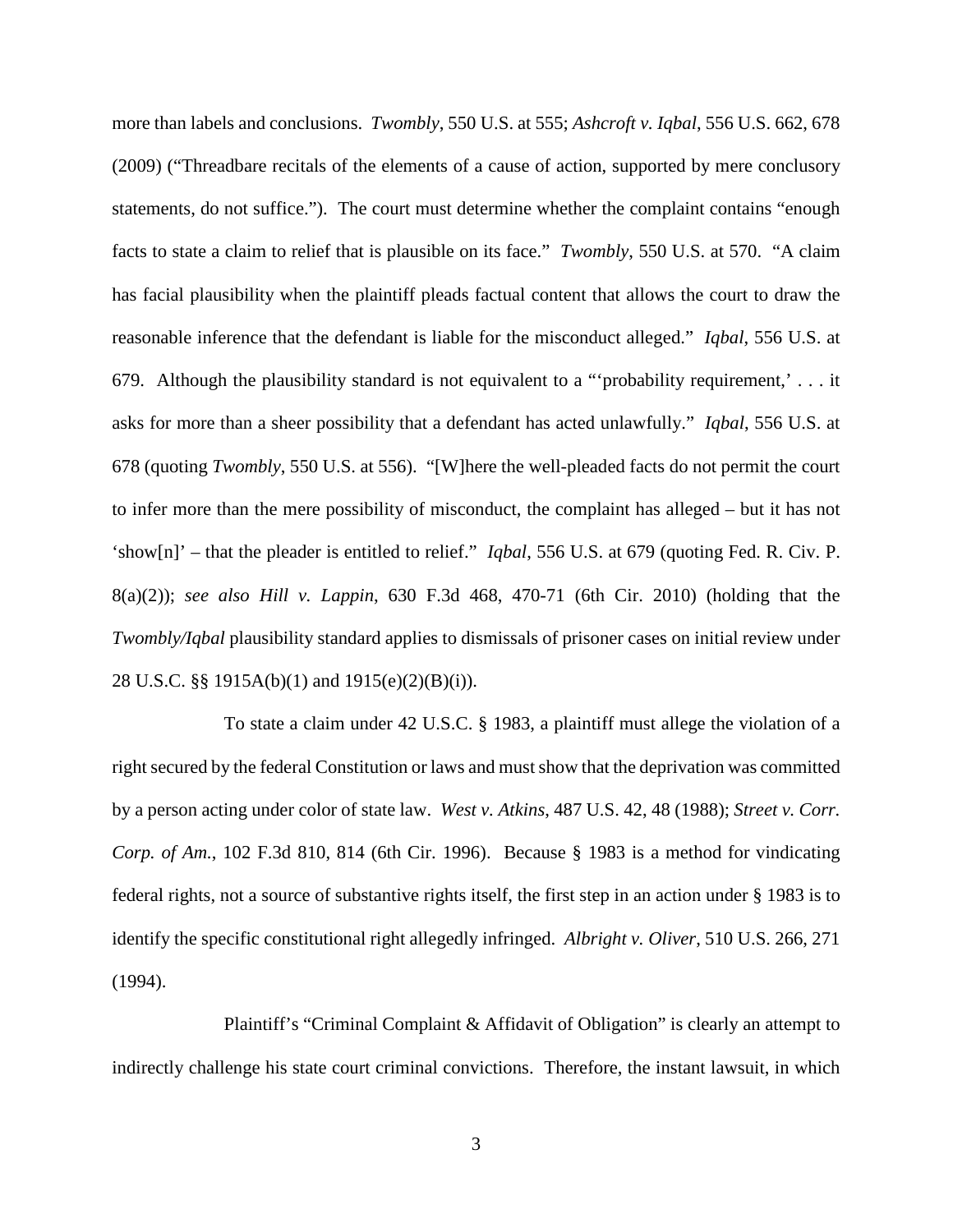more than labels and conclusions. *Twombly*, 550 U.S. at 555; *Ashcroft v. Iqbal*, 556 U.S. 662, 678 (2009) ("Threadbare recitals of the elements of a cause of action, supported by mere conclusory statements, do not suffice."). The court must determine whether the complaint contains "enough facts to state a claim to relief that is plausible on its face." *Twombly*, 550 U.S. at 570. "A claim has facial plausibility when the plaintiff pleads factual content that allows the court to draw the reasonable inference that the defendant is liable for the misconduct alleged." *Iqbal*, 556 U.S. at 679. Although the plausibility standard is not equivalent to a "'probability requirement,' . . . it asks for more than a sheer possibility that a defendant has acted unlawfully." *Iqbal*, 556 U.S. at 678 (quoting *Twombly*, 550 U.S. at 556). "[W]here the well-pleaded facts do not permit the court to infer more than the mere possibility of misconduct, the complaint has alleged – but it has not 'show[n]' – that the pleader is entitled to relief." *Iqbal*, 556 U.S. at 679 (quoting Fed. R. Civ. P. 8(a)(2)); *see also Hill v. Lappin*, 630 F.3d 468, 470-71 (6th Cir. 2010) (holding that the *Twombly/Iqbal* plausibility standard applies to dismissals of prisoner cases on initial review under 28 U.S.C. §§ 1915A(b)(1) and 1915(e)(2)(B)(i)).

To state a claim under 42 U.S.C. § 1983, a plaintiff must allege the violation of a right secured by the federal Constitution or laws and must show that the deprivation was committed by a person acting under color of state law. *West v. Atkins*, 487 U.S. 42, 48 (1988); *Street v. Corr. Corp. of Am.*, 102 F.3d 810, 814 (6th Cir. 1996). Because § 1983 is a method for vindicating federal rights, not a source of substantive rights itself, the first step in an action under § 1983 is to identify the specific constitutional right allegedly infringed. *Albright v. Oliver*, 510 U.S. 266, 271 (1994).

Plaintiff's "Criminal Complaint & Affidavit of Obligation" is clearly an attempt to indirectly challenge his state court criminal convictions. Therefore, the instant lawsuit, in which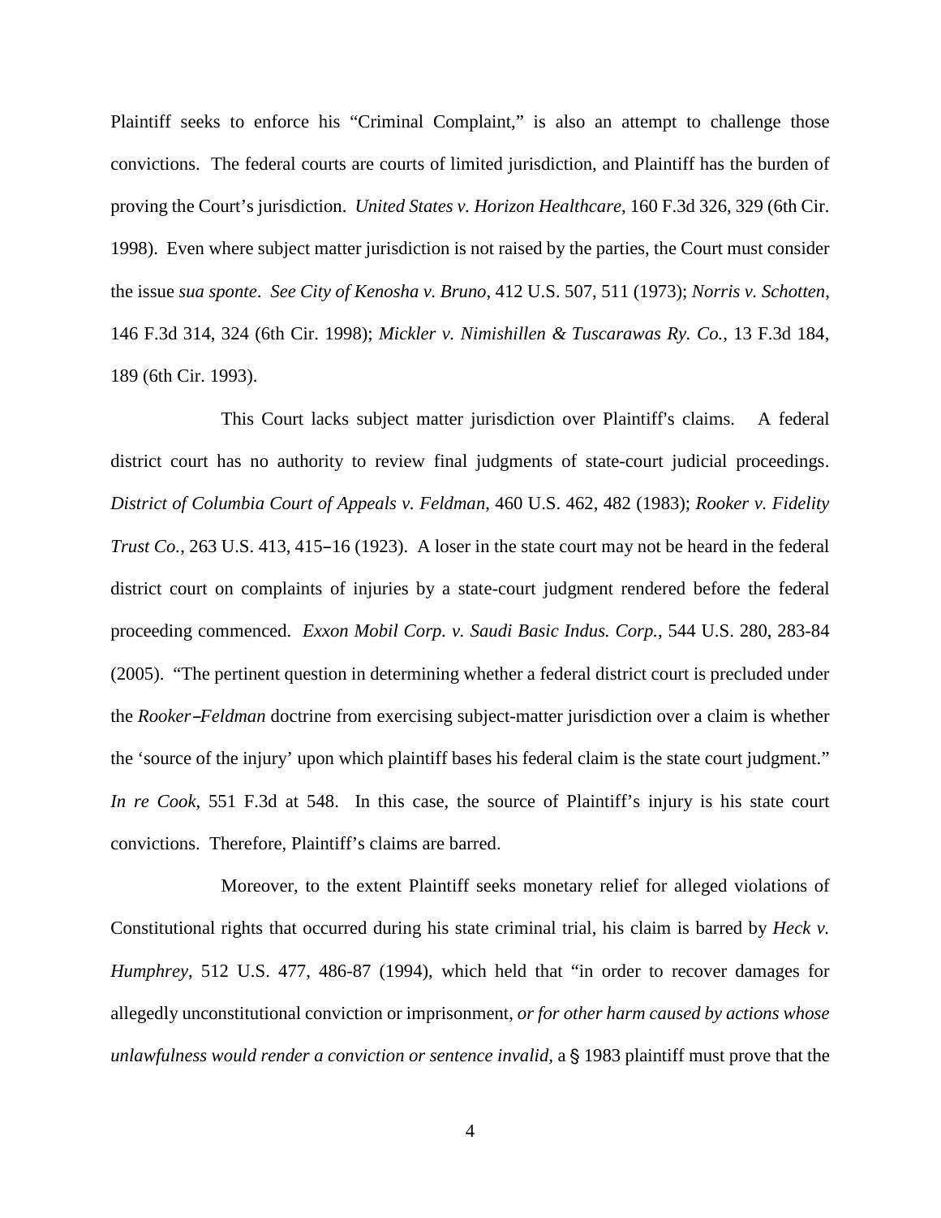Plaintiff seeks to enforce his "Criminal Complaint," is also an attempt to challenge those convictions. The federal courts are courts of limited jurisdiction, and Plaintiff has the burden of proving the Court's jurisdiction. *United States v. Horizon Healthcare*, 160 F.3d 326, 329 (6th Cir. 1998). Even where subject matter jurisdiction is not raised by the parties, the Court must consider the issue *sua sponte*. *See City of Kenosha v. Bruno*, 412 U.S. 507, 511 (1973); *Norris v. Schotten*, 146 F.3d 314, 324 (6th Cir. 1998); *Mickler v. Nimishillen & Tuscarawas Ry. Co.*, 13 F.3d 184, 189 (6th Cir. 1993).

This Court lacks subject matter jurisdiction over Plaintiff's claims. A federal district court has no authority to review final judgments of state-court judicial proceedings. *District of Columbia Court of Appeals v. Feldman*, 460 U.S. 462, 482 (1983); *Rooker v. Fidelity Trust Co.*, 263 U.S. 413, 415–16 (1923). A loser in the state court may not be heard in the federal district court on complaints of injuries by a state-court judgment rendered before the federal proceeding commenced. *Exxon Mobil Corp. v. Saudi Basic Indus. Corp.*, 544 U.S. 280, 283-84 (2005). "The pertinent question in determining whether a federal district court is precluded under the *Rooker–Feldman* doctrine from exercising subject-matter jurisdiction over a claim is whether the 'source of the injury' upon which plaintiff bases his federal claim is the state court judgment." *In re Cook*, 551 F.3d at 548. In this case, the source of Plaintiff's injury is his state court convictions. Therefore, Plaintiff's claims are barred.

Moreover, to the extent Plaintiff seeks monetary relief for alleged violations of Constitutional rights that occurred during his state criminal trial, his claim is barred by *Heck v. Humphrey*, 512 U.S. 477, 486-87 (1994), which held that "in order to recover damages for allegedly unconstitutional conviction or imprisonment, *or for other harm caused by actions whose unlawfulness would render a conviction or sentence invalid,* a § 1983 plaintiff must prove that the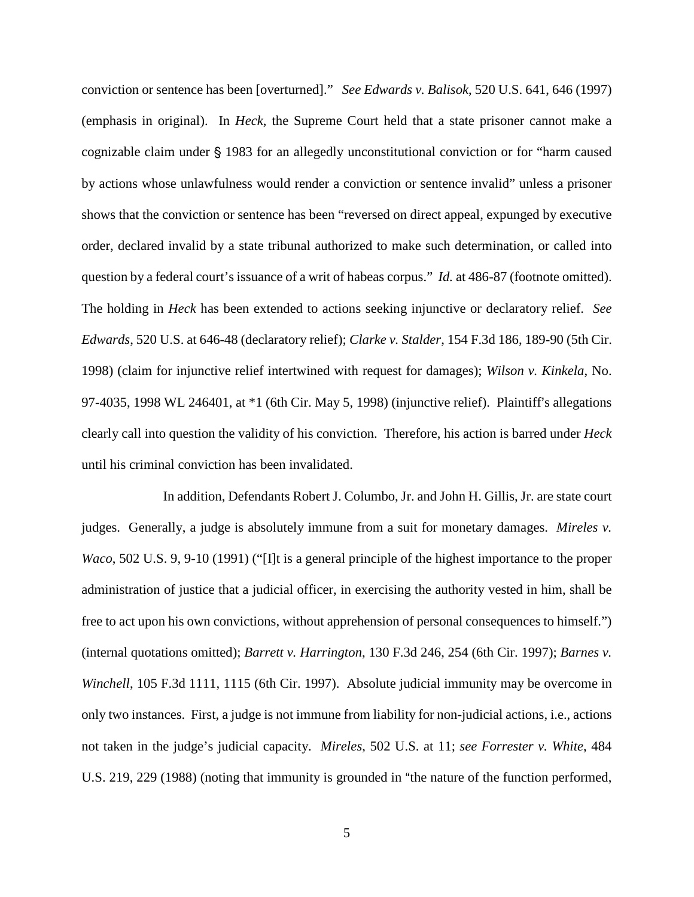conviction or sentence has been [overturned]." *See Edwards v. Balisok*, 520 U.S. 641, 646 (1997) (emphasis in original). In *Heck*, the Supreme Court held that a state prisoner cannot make a cognizable claim under § 1983 for an allegedly unconstitutional conviction or for "harm caused by actions whose unlawfulness would render a conviction or sentence invalid" unless a prisoner shows that the conviction or sentence has been "reversed on direct appeal, expunged by executive order, declared invalid by a state tribunal authorized to make such determination, or called into question by a federal court's issuance of a writ of habeas corpus." *Id.* at 486-87 (footnote omitted). The holding in *Heck* has been extended to actions seeking injunctive or declaratory relief. *See Edwards*, 520 U.S. at 646-48 (declaratory relief); *Clarke v. Stalder*, 154 F.3d 186, 189-90 (5th Cir. 1998) (claim for injunctive relief intertwined with request for damages); *Wilson v. Kinkela*, No. 97-4035, 1998 WL 246401, at *1 (6th Cir. May 5, 1998) (injunctive relief). Plaintiff's allegations clearly call into question the validity of his conviction. Therefore, his action is barred under *Heck* until his criminal conviction has been invalidated.

In addition, Defendants Robert J. Columbo, Jr. and John H. Gillis, Jr. are state court judges. Generally, a judge is absolutely immune from a suit for monetary damages. *Mireles v. Waco*, 502 U.S. 9, 9-10 (1991) ("[I]t is a general principle of the highest importance to the proper administration of justice that a judicial officer, in exercising the authority vested in him, shall be free to act upon his own convictions, without apprehension of personal consequences to himself.") (internal quotations omitted); *Barrett v. Harrington*, 130 F.3d 246, 254 (6th Cir. 1997); *Barnes v. Winchell*, 105 F.3d 1111, 1115 (6th Cir. 1997). Absolute judicial immunity may be overcome in only two instances. First, a judge is not immune from liability for non-judicial actions, i.e., actions not taken in the judge's judicial capacity. *Mireles*, 502 U.S. at 11; *see Forrester v. White*, 484 U.S. 219, 229 (1988) (noting that immunity is grounded in "the nature of the function performed,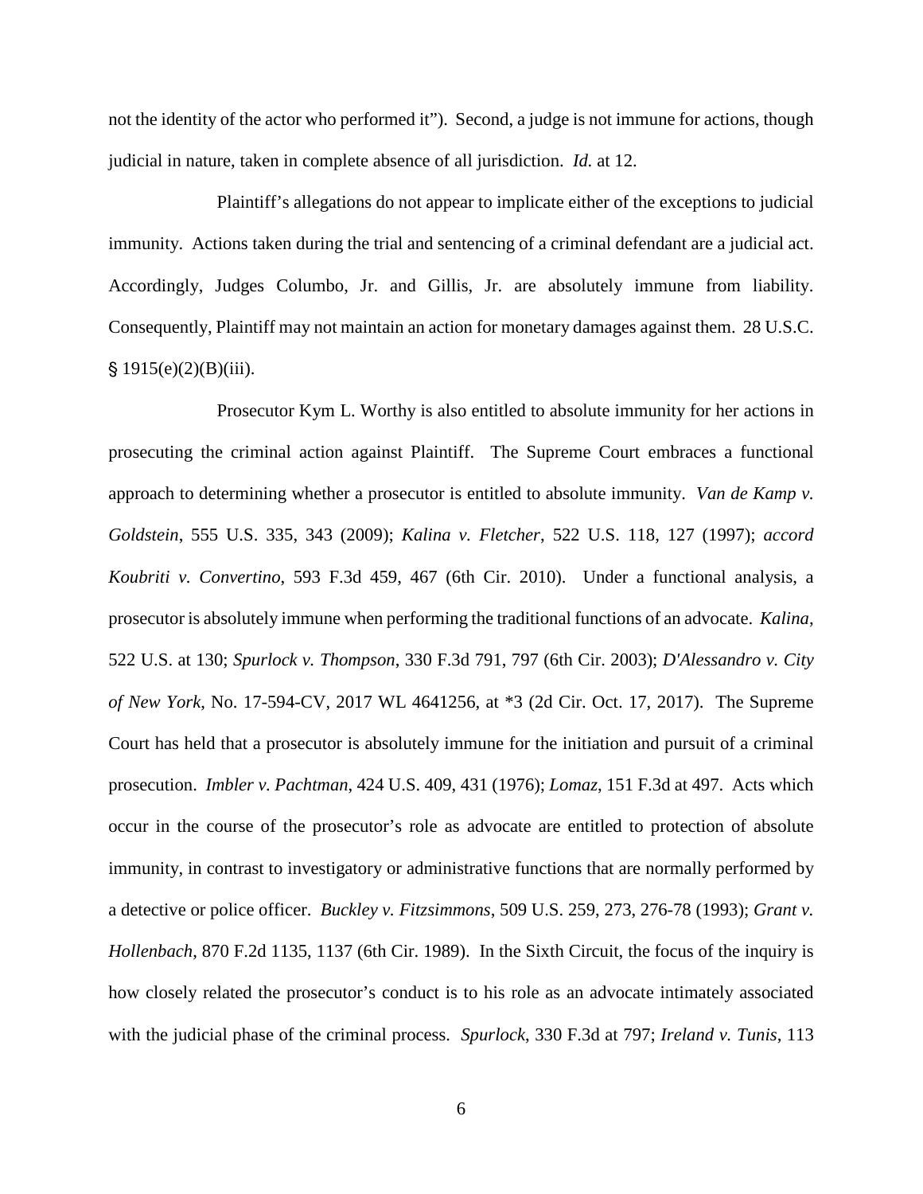not the identity of the actor who performed it"). Second, a judge is not immune for actions, though judicial in nature, taken in complete absence of all jurisdiction. *Id.* at 12.

Plaintiff's allegations do not appear to implicate either of the exceptions to judicial immunity. Actions taken during the trial and sentencing of a criminal defendant are a judicial act. Accordingly, Judges Columbo, Jr. and Gillis, Jr. are absolutely immune from liability. Consequently, Plaintiff may not maintain an action for monetary damages against them. 28 U.S.C. § 1915(e)(2)(B)(iii).

Prosecutor Kym L. Worthy is also entitled to absolute immunity for her actions in prosecuting the criminal action against Plaintiff. The Supreme Court embraces a functional approach to determining whether a prosecutor is entitled to absolute immunity. *Van de Kamp v. Goldstein*, 555 U.S. 335, 343 (2009); *Kalina v. Fletcher*, 522 U.S. 118, 127 (1997); *accord Koubriti v. Convertino*, 593 F.3d 459, 467 (6th Cir. 2010). Under a functional analysis, a prosecutor is absolutely immune when performing the traditional functions of an advocate. *Kalina*, 522 U.S. at 130; *Spurlock v. Thompson*, 330 F.3d 791, 797 (6th Cir. 2003); *D'Alessandro v. City of New York*, No. 17-594-CV, 2017 WL 4641256, at *3 (2d Cir. Oct. 17, 2017). The Supreme Court has held that a prosecutor is absolutely immune for the initiation and pursuit of a criminal prosecution. *Imbler v. Pachtman*, 424 U.S. 409, 431 (1976); *Lomaz*, 151 F.3d at 497. Acts which occur in the course of the prosecutor's role as advocate are entitled to protection of absolute immunity, in contrast to investigatory or administrative functions that are normally performed by a detective or police officer. *Buckley v. Fitzsimmons*, 509 U.S. 259, 273, 276-78 (1993); *Grant v. Hollenbach*, 870 F.2d 1135, 1137 (6th Cir. 1989). In the Sixth Circuit, the focus of the inquiry is how closely related the prosecutor's conduct is to his role as an advocate intimately associated with the judicial phase of the criminal process. *Spurlock*, 330 F.3d at 797; *Ireland v. Tunis*, 113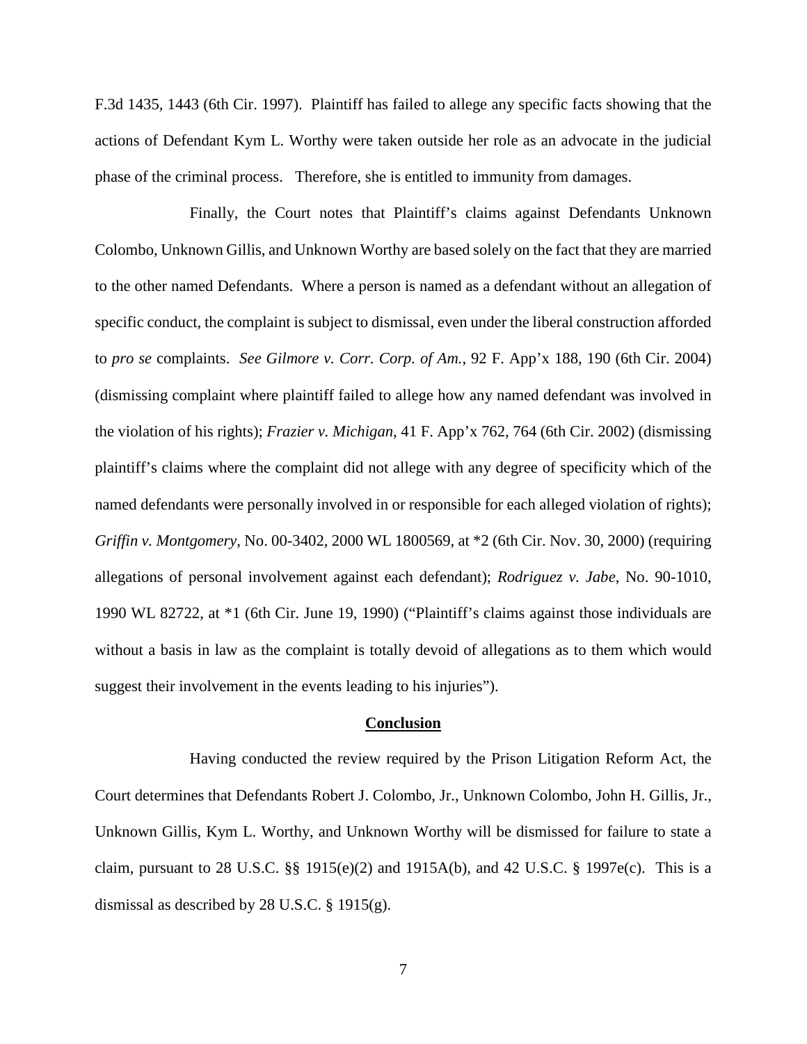F.3d 1435, 1443 (6th Cir. 1997). Plaintiff has failed to allege any specific facts showing that the actions of Defendant Kym L. Worthy were taken outside her role as an advocate in the judicial phase of the criminal process. Therefore, she is entitled to immunity from damages.

Finally, the Court notes that Plaintiff's claims against Defendants Unknown Colombo, Unknown Gillis, and Unknown Worthy are based solely on the fact that they are married to the other named Defendants. Where a person is named as a defendant without an allegation of specific conduct, the complaint is subject to dismissal, even under the liberal construction afforded to *pro se* complaints. *See Gilmore v. Corr. Corp. of Am.*, 92 F. App'x 188, 190 (6th Cir. 2004) (dismissing complaint where plaintiff failed to allege how any named defendant was involved in the violation of his rights); *Frazier v. Michigan*, 41 F. App'x 762, 764 (6th Cir. 2002) (dismissing plaintiff's claims where the complaint did not allege with any degree of specificity which of the named defendants were personally involved in or responsible for each alleged violation of rights); *Griffin v. Montgomery*, No. 00-3402, 2000 WL 1800569, at *2 (6th Cir. Nov. 30, 2000) (requiring allegations of personal involvement against each defendant); *Rodriguez v. Jabe*, No. 90-1010, 1990 WL 82722, at *1 (6th Cir. June 19, 1990) ("Plaintiff's claims against those individuals are without a basis in law as the complaint is totally devoid of allegations as to them which would suggest their involvement in the events leading to his injuries").

## Conclusion

Having conducted the review required by the Prison Litigation Reform Act, the Court determines that Defendants Robert J. Colombo, Jr., Unknown Colombo, John H. Gillis, Jr., Unknown Gillis, Kym L. Worthy, and Unknown Worthy will be dismissed for failure to state a claim, pursuant to 28 U.S.C. §§ 1915(e)(2) and 1915A(b), and 42 U.S.C. § 1997e(c). This is a dismissal as described by 28 U.S.C. § 1915(g).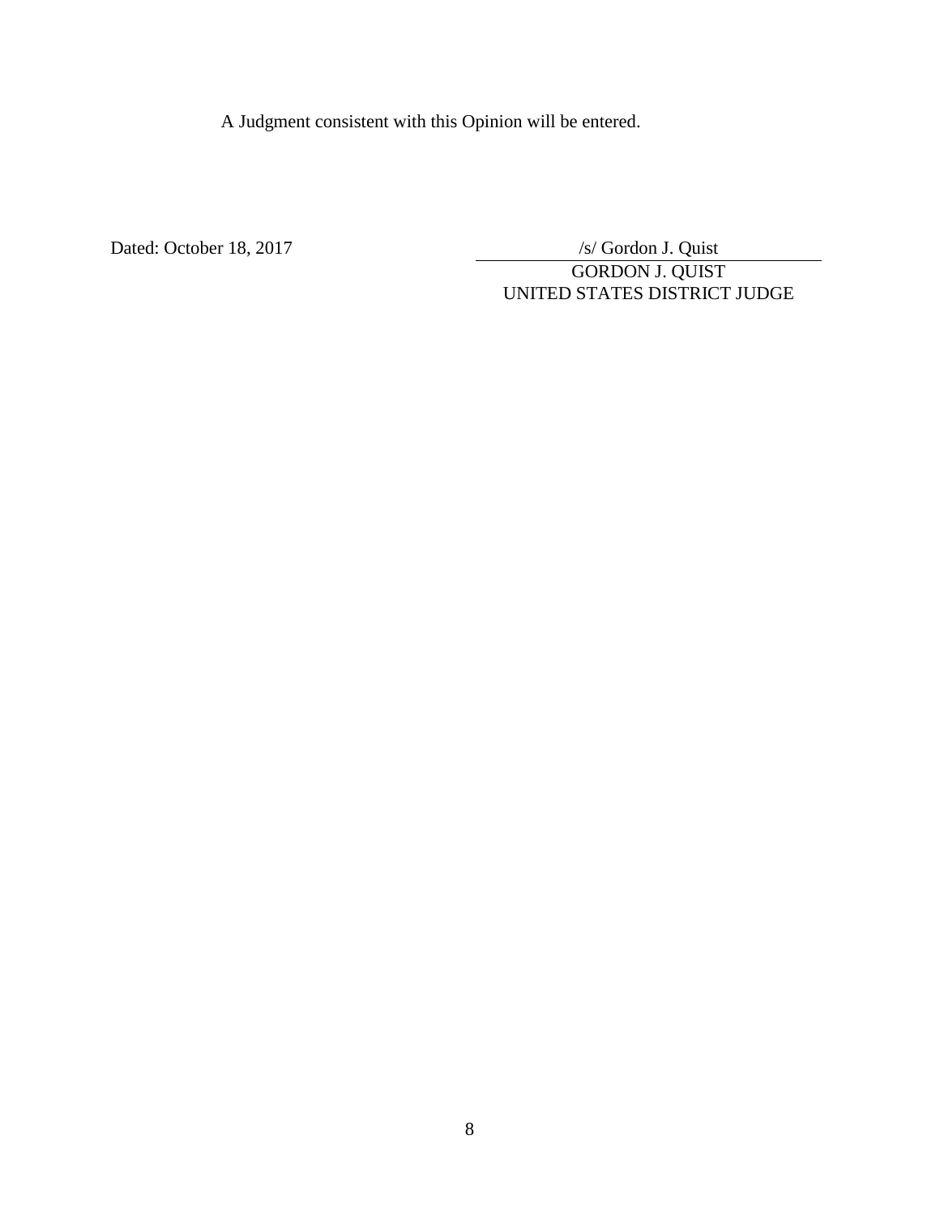A Judgment consistent with this Opinion will be entered.

Dated: October 18, 2017

/s/ Gordon J. Quist
GORDON J. QUIST
UNITED STATES DISTRICT JUDGE